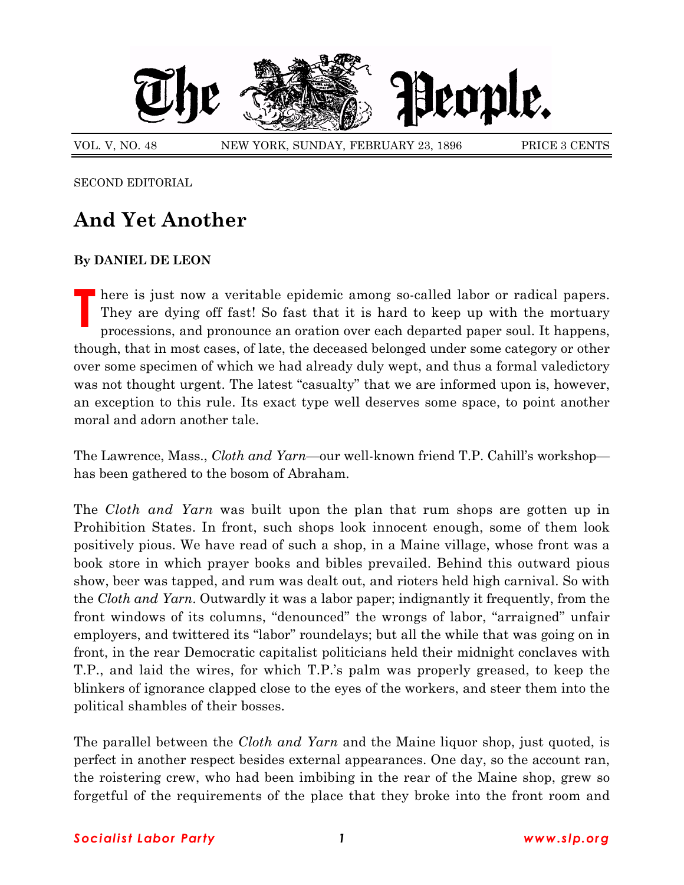# The People.

VOL. V, NO. 48 NEW YORK, SUNDAY, FEBRUARY 23, 1896 PRICE 3 CENTS

SECOND EDITORIAL

## And Yet Another

**By DANIEL DE LEON**

There is just now a veritable epidemic among so-called labor or radical papers. They are dying off fast! So fast that it is hard to keep up with the mortuary processions, and pronounce an oration over each departed paper soul. It happens, though, that in most cases, of late, the deceased belonged under some category or other over some specimen of which we had already duly wept, and thus a formal valedictory was not thought urgent. The latest "casualty" that we are informed upon is, however, an exception to this rule. Its exact type well deserves some space, to point another moral and adorn another tale.

The Lawrence, Mass., *Cloth and Yarn*—our well-known friend T.P. Cahill's workshop—has been gathered to the bosom of Abraham.

The *Cloth and Yarn* was built upon the plan that rum shops are gotten up in Prohibition States. In front, such shops look innocent enough, some of them look positively pious. We have read of such a shop, in a Maine village, whose front was a book store in which prayer books and bibles prevailed. Behind this outward pious show, beer was tapped, and rum was dealt out, and rioters held high carnival. So with the *Cloth and Yarn*. Outwardly it was a labor paper; indignantly it frequently, from the front windows of its columns, "denounced" the wrongs of labor, "arraigned" unfair employers, and twittered its "labor" roundelays; but all the while that was going on in front, in the rear Democratic capitalist politicians held their midnight conclaves with T.P., and laid the wires, for which T.P.'s palm was properly greased, to keep the blinkers of ignorance clapped close to the eyes of the workers, and steer them into the political shambles of their bosses.

The parallel between the *Cloth and Yarn* and the Maine liquor shop, just quoted, is perfect in another respect besides external appearances. One day, so the account ran, the roistering crew, who had been imbibing in the rear of the Maine shop, grew so forgetful of the requirements of the place that they broke into the front room and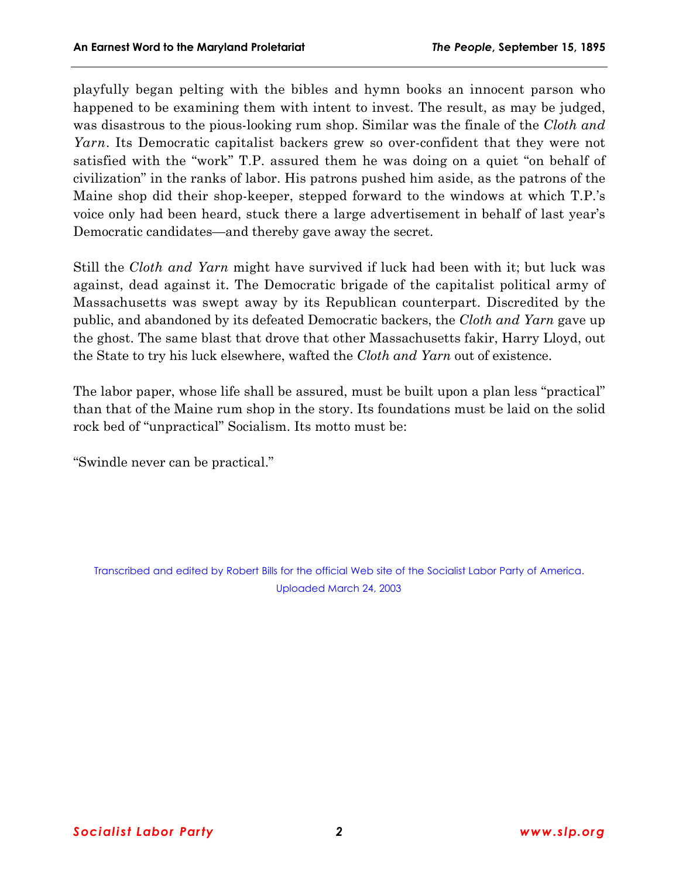playfully began pelting with the bibles and hymn books an innocent parson who happened to be examining them with intent to invest. The result, as may be judged, was disastrous to the pious-looking rum shop. Similar was the finale of the *Cloth and Yarn*. Its Democratic capitalist backers grew so over-confident that they were not satisfied with the "work" T.P. assured them he was doing on a quiet "on behalf of civilization" in the ranks of labor. His patrons pushed him aside, as the patrons of the Maine shop did their shop-keeper, stepped forward to the windows at which T.P.'s voice only had been heard, stuck there a large advertisement in behalf of last year's Democratic candidates—and thereby gave away the secret.

Still the *Cloth and Yarn* might have survived if luck had been with it; but luck was against, dead against it. The Democratic brigade of the capitalist political army of Massachusetts was swept away by its Republican counterpart. Discredited by the public, and abandoned by its defeated Democratic backers, the *Cloth and Yarn* gave up the ghost. The same blast that drove that other Massachusetts fakir, Harry Lloyd, out the State to try his luck elsewhere, wafted the *Cloth and Yarn* out of existence.

The labor paper, whose life shall be assured, must be built upon a plan less "practical" than that of the Maine rum shop in the story. Its foundations must be laid on the solid rock bed of "unpractical" Socialism. Its motto must be:

"Swindle never can be practical."

Transcribed and edited by Robert Bills for the official Web site of the Socialist Labor Party of America.
Uploaded March 24, 2003